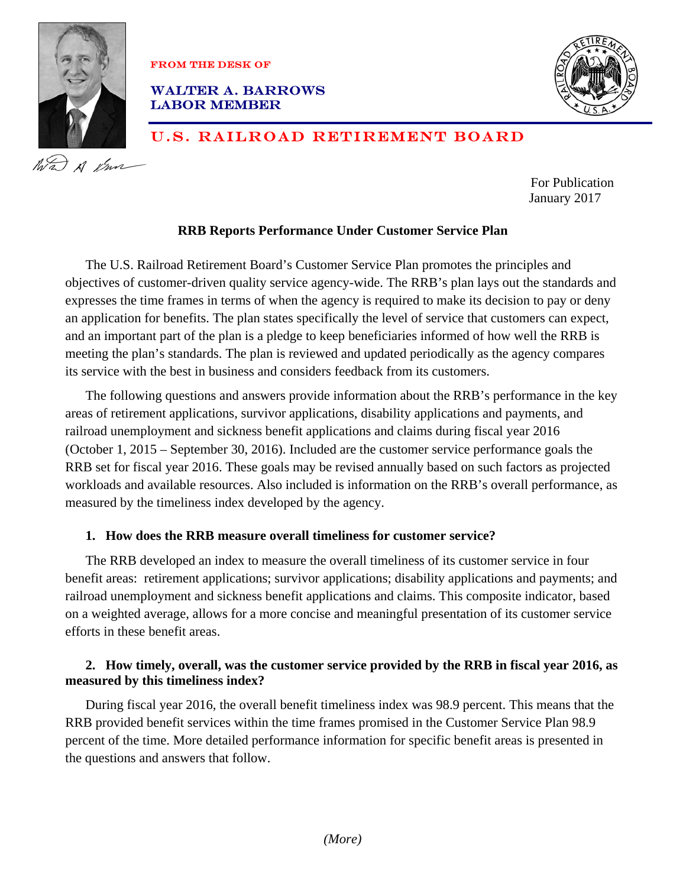FROM THE DESK OF

WALTER A. BARROWS
LABOR MEMBER

U.S. RAILROAD RETIREMENT BOARD

For Publication
January 2017

## RRB Reports Performance Under Customer Service Plan

The U.S. Railroad Retirement Board's Customer Service Plan promotes the principles and objectives of customer-driven quality service agency-wide. The RRB's plan lays out the standards and expresses the time frames in terms of when the agency is required to make its decision to pay or deny an application for benefits. The plan states specifically the level of service that customers can expect, and an important part of the plan is a pledge to keep beneficiaries informed of how well the RRB is meeting the plan's standards. The plan is reviewed and updated periodically as the agency compares its service with the best in business and considers feedback from its customers.

The following questions and answers provide information about the RRB's performance in the key areas of retirement applications, survivor applications, disability applications and payments, and railroad unemployment and sickness benefit applications and claims during fiscal year 2016 (October 1, 2015 – September 30, 2016). Included are the customer service performance goals the RRB set for fiscal year 2016. These goals may be revised annually based on such factors as projected workloads and available resources. Also included is information on the RRB's overall performance, as measured by the timeliness index developed by the agency.

**1. How does the RRB measure overall timeliness for customer service?**

The RRB developed an index to measure the overall timeliness of its customer service in four benefit areas: retirement applications; survivor applications; disability applications and payments; and railroad unemployment and sickness benefit applications and claims. This composite indicator, based on a weighted average, allows for a more concise and meaningful presentation of its customer service efforts in these benefit areas.

**2. How timely, overall, was the customer service provided by the RRB in fiscal year 2016, as measured by this timeliness index?**

During fiscal year 2016, the overall benefit timeliness index was 98.9 percent. This means that the RRB provided benefit services within the time frames promised in the Customer Service Plan 98.9 percent of the time. More detailed performance information for specific benefit areas is presented in the questions and answers that follow.

*(More)*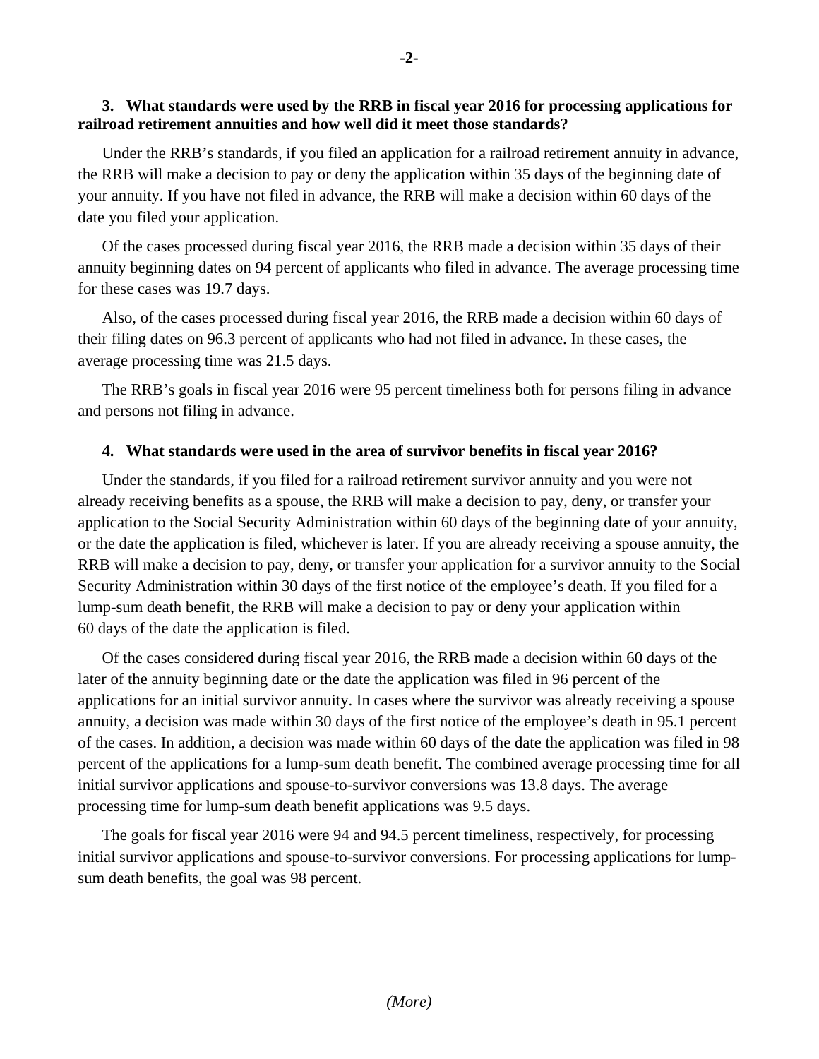**3. What standards were used by the RRB in fiscal year 2016 for processing applications for railroad retirement annuities and how well did it meet those standards?**

Under the RRB's standards, if you filed an application for a railroad retirement annuity in advance, the RRB will make a decision to pay or deny the application within 35 days of the beginning date of your annuity. If you have not filed in advance, the RRB will make a decision within 60 days of the date you filed your application.

Of the cases processed during fiscal year 2016, the RRB made a decision within 35 days of their annuity beginning dates on 94 percent of applicants who filed in advance. The average processing time for these cases was 19.7 days.

Also, of the cases processed during fiscal year 2016, the RRB made a decision within 60 days of their filing dates on 96.3 percent of applicants who had not filed in advance. In these cases, the average processing time was 21.5 days.

The RRB's goals in fiscal year 2016 were 95 percent timeliness both for persons filing in advance and persons not filing in advance.

**4. What standards were used in the area of survivor benefits in fiscal year 2016?**

Under the standards, if you filed for a railroad retirement survivor annuity and you were not already receiving benefits as a spouse, the RRB will make a decision to pay, deny, or transfer your application to the Social Security Administration within 60 days of the beginning date of your annuity, or the date the application is filed, whichever is later. If you are already receiving a spouse annuity, the RRB will make a decision to pay, deny, or transfer your application for a survivor annuity to the Social Security Administration within 30 days of the first notice of the employee's death. If you filed for a lump-sum death benefit, the RRB will make a decision to pay or deny your application within 60 days of the date the application is filed.

Of the cases considered during fiscal year 2016, the RRB made a decision within 60 days of the later of the annuity beginning date or the date the application was filed in 96 percent of the applications for an initial survivor annuity. In cases where the survivor was already receiving a spouse annuity, a decision was made within 30 days of the first notice of the employee's death in 95.1 percent of the cases. In addition, a decision was made within 60 days of the date the application was filed in 98 percent of the applications for a lump-sum death benefit. The combined average processing time for all initial survivor applications and spouse-to-survivor conversions was 13.8 days. The average processing time for lump-sum death benefit applications was 9.5 days.

The goals for fiscal year 2016 were 94 and 94.5 percent timeliness, respectively, for processing initial survivor applications and spouse-to-survivor conversions. For processing applications for lump-sum death benefits, the goal was 98 percent.

*(More)*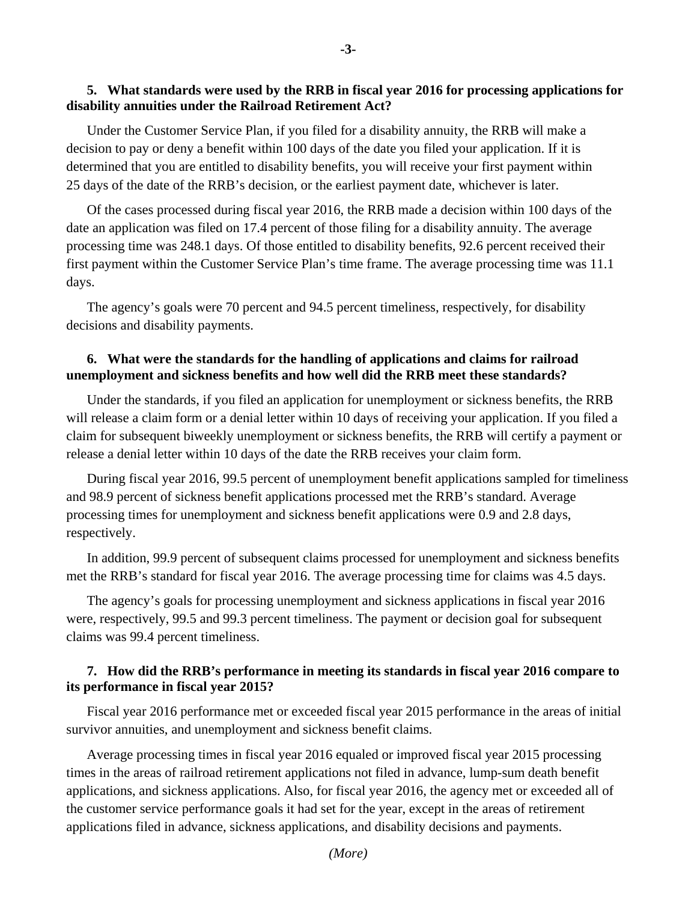**5. What standards were used by the RRB in fiscal year 2016 for processing applications for disability annuities under the Railroad Retirement Act?**

Under the Customer Service Plan, if you filed for a disability annuity, the RRB will make a decision to pay or deny a benefit within 100 days of the date you filed your application. If it is determined that you are entitled to disability benefits, you will receive your first payment within 25 days of the date of the RRB's decision, or the earliest payment date, whichever is later.

Of the cases processed during fiscal year 2016, the RRB made a decision within 100 days of the date an application was filed on 17.4 percent of those filing for a disability annuity. The average processing time was 248.1 days. Of those entitled to disability benefits, 92.6 percent received their first payment within the Customer Service Plan's time frame. The average processing time was 11.1 days.

The agency's goals were 70 percent and 94.5 percent timeliness, respectively, for disability decisions and disability payments.

**6. What were the standards for the handling of applications and claims for railroad unemployment and sickness benefits and how well did the RRB meet these standards?**

Under the standards, if you filed an application for unemployment or sickness benefits, the RRB will release a claim form or a denial letter within 10 days of receiving your application. If you filed a claim for subsequent biweekly unemployment or sickness benefits, the RRB will certify a payment or release a denial letter within 10 days of the date the RRB receives your claim form.

During fiscal year 2016, 99.5 percent of unemployment benefit applications sampled for timeliness and 98.9 percent of sickness benefit applications processed met the RRB's standard. Average processing times for unemployment and sickness benefit applications were 0.9 and 2.8 days, respectively.

In addition, 99.9 percent of subsequent claims processed for unemployment and sickness benefits met the RRB's standard for fiscal year 2016. The average processing time for claims was 4.5 days.

The agency's goals for processing unemployment and sickness applications in fiscal year 2016 were, respectively, 99.5 and 99.3 percent timeliness. The payment or decision goal for subsequent claims was 99.4 percent timeliness.

**7. How did the RRB's performance in meeting its standards in fiscal year 2016 compare to its performance in fiscal year 2015?**

Fiscal year 2016 performance met or exceeded fiscal year 2015 performance in the areas of initial survivor annuities, and unemployment and sickness benefit claims.

Average processing times in fiscal year 2016 equaled or improved fiscal year 2015 processing times in the areas of railroad retirement applications not filed in advance, lump-sum death benefit applications, and sickness applications. Also, for fiscal year 2016, the agency met or exceeded all of the customer service performance goals it had set for the year, except in the areas of retirement applications filed in advance, sickness applications, and disability decisions and payments.

*(More)*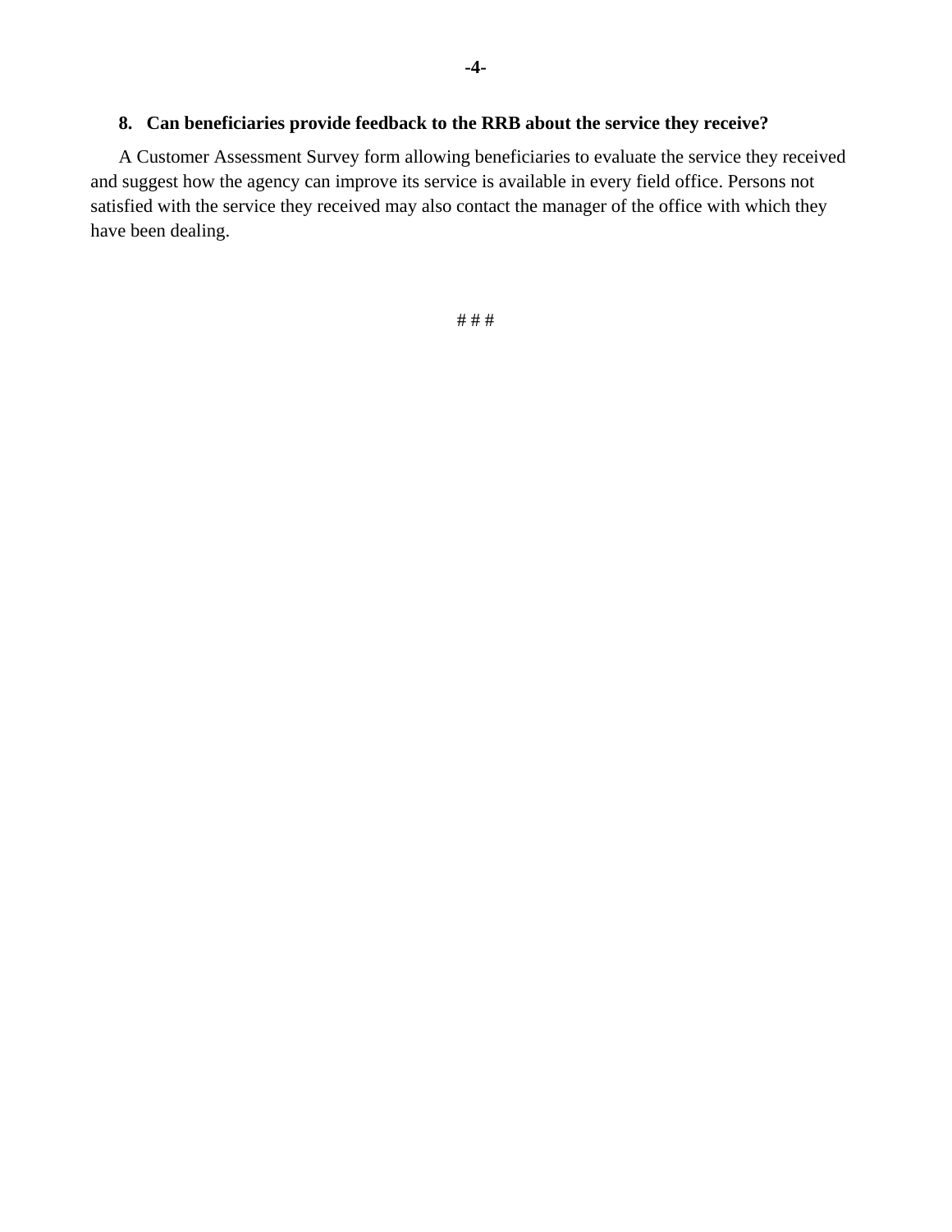**8. Can beneficiaries provide feedback to the RRB about the service they receive?**

A Customer Assessment Survey form allowing beneficiaries to evaluate the service they received and suggest how the agency can improve its service is available in every field office. Persons not satisfied with the service they received may also contact the manager of the office with which they have been dealing.

# # #